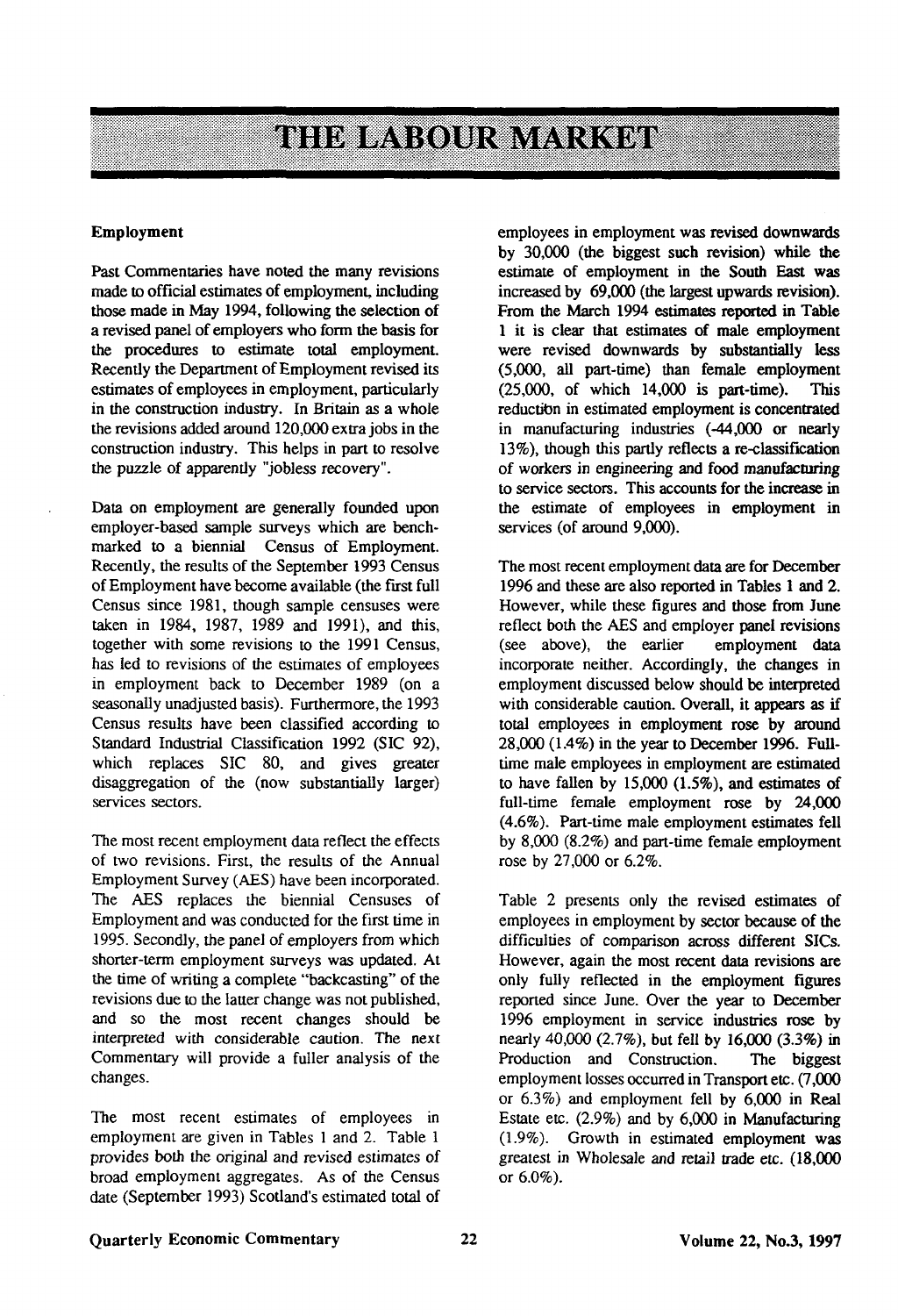# THE LABOUR MARKET

## Employment

Past Commentaries have noted the many revisions made to official estimates of employment, including those made in May 1994, following the selection of a revised panel of employers who form the basis for the procedures to estimate total employment. Recently the Department of Employment revised its estimates of employees in employment, particularly in the construction industry. In Britain as a whole the revisions added around 120,000 extra jobs in the construction industry. This helps in part to resolve the puzzle of apparently "jobless recovery".

Data on employment are generally founded upon employer-based sample surveys which are bench-marked to a biennial Census of Employment. Recently, the results of the September 1993 Census of Employment have become available (the first full Census since 1981, though sample censuses were taken in 1984, 1987, 1989 and 1991), and this, together with some revisions to the 1991 Census, has led to revisions of the estimates of employees in employment back to December 1989 (on a seasonally unadjusted basis). Furthermore, the 1993 Census results have been classified according to Standard Industrial Classification 1992 (SIC 92), which replaces SIC 80, and gives greater disaggregation of the (now substantially larger) services sectors.

The most recent employment data reflect the effects of two revisions. First, the results of the Annual Employment Survey (AES) have been incorporated. The AES replaces the biennial Censuses of Employment and was conducted for the first time in 1995. Secondly, the panel of employers from which shorter-term employment surveys was updated. At the time of writing a complete "backcasting" of the revisions due to the latter change was not published, and so the most recent changes should be interpreted with considerable caution. The next Commentary will provide a fuller analysis of the changes.

The most recent estimates of employees in employment are given in Tables 1 and 2. Table 1 provides both the original and revised estimates of broad employment aggregates. As of the Census date (September 1993) Scotland's estimated total of employees in employment was revised downwards by 30,000 (the biggest such revision) while the estimate of employment in the South East was increased by 69,000 (the largest upwards revision). From the March 1994 estimates reported in Table 1 it is clear that estimates of male employment were revised downwards by substantially less (5,000, all part-time) than female employment (25,000, of which 14,000 is part-time). This reduction in estimated employment is concentrated in manufacturing industries (-44,000 or nearly 13%), though this partly reflects a re-classification of workers in engineering and food manufacturing to service sectors. This accounts for the increase in the estimate of employees in employment in services (of around 9,000).

The most recent employment data are for December 1996 and these are also reported in Tables 1 and 2. However, while these figures and those from June reflect both the AES and employer panel revisions (see above), the earlier employment data incorporate neither. Accordingly, the changes in employment discussed below should be interpreted with considerable caution. Overall, it appears as if total employees in employment rose by around 28,000 (1.4%) in the year to December 1996. Full-time male employees in employment are estimated to have fallen by 15,000 (1.5%), and estimates of full-time female employment rose by 24,000 (4.6%). Part-time male employment estimates fell by 8,000 (8.2%) and part-time female employment rose by 27,000 or 6.2%.

Table 2 presents only the revised estimates of employees in employment by sector because of the difficulties of comparison across different SICs. However, again the most recent data revisions are only fully reflected in the employment figures reported since June. Over the year to December 1996 employment in service industries rose by nearly 40,000 (2.7%), but fell by 16,000 (3.3%) in Production and Construction. The biggest employment losses occurred in Transport etc. (7,000 or 6.3%) and employment fell by 6,000 in Real Estate etc. (2.9%) and by 6,000 in Manufacturing (1.9%). Growth in estimated employment was greatest in Wholesale and retail trade etc. (18,000 or 6.0%).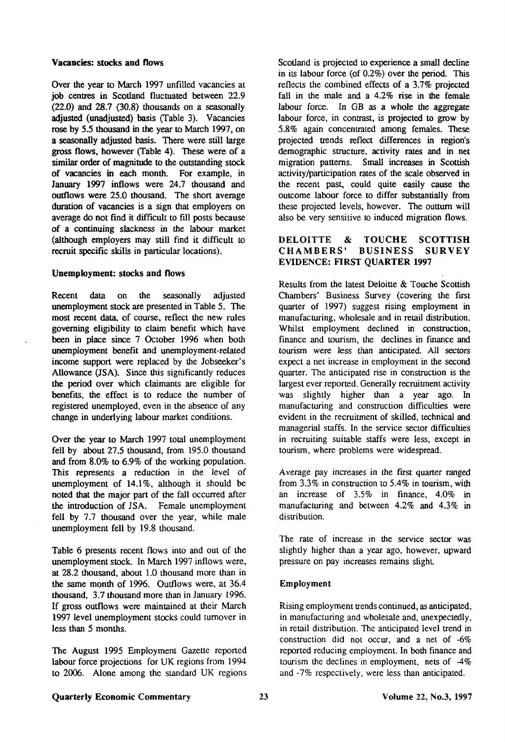### Vacancies: stocks and flows

Over the year to March 1997 unfilled vacancies at job centres in Scotland fluctuated between 22.9 (22.0) and 28.7 (30.8) thousands on a seasonally adjusted (unadjusted) basis (Table 3). Vacancies rose by 5.5 thousand in the year to March 1997, on a seasonally adjusted basis. There were still large gross flows, however (Table 4). These were of a similar order of magnitude to the outstanding stock of vacancies in each month. For example, in January 1997 inflows were 24.7 thousand and outflows were 25.0 thousand. The short average duration of vacancies is a sign that employers on average do not find it difficult to fill posts because of a continuing slackness in the labour market (although employers may still find it difficult to recruit specific skills in particular locations).

### Unemployment: stocks and flows

Recent data on the seasonally adjusted unemployment stock are presented in Table 5. The most recent data, of course, reflect the new rules governing eligibility to claim benefit which have been in place since 7 October 1996 when both unemployment benefit and unemployment-related income support were replaced by the Jobseeker's Allowance (JSA). Since this significantly reduces the period over which claimants are eligible for benefits, the effect is to reduce the number of registered unemployed, even in the absence of any change in underlying labour market conditions.

Over the year to March 1997 total unemployment fell by about 27.5 thousand, from 195.0 thousand and from 8.0% to 6.9% of the working population. This represents a reduction in the level of unemployment of 14.1%, although it should be noted that the major part of the fall occurred after the introduction of JSA. Female unemployment fell by 7.7 thousand over the year, while male unemployment fell by 19.8 thousand.

Table 6 presents recent flows into and out of the unemployment stock. In March 1997 inflows were, at 28.2 thousand, about 1.0 thousand more than in the same month of 1996. Outflows were, at 36.4 thousand, 3.7 thousand more than in January 1996. If gross outflows were maintained at their March 1997 level unemployment stocks could turnover in less than 5 months.

The August 1995 Employment Gazette reported labour force projections for UK regions from 1994 to 2006. Alone among the standard UK regions Scotland is projected to experience a small decline in its labour force (of 0.2%) over the period. This reflects the combined effects of a 3.7% projected fall in the male and a 4.2% rise in the female labour force. In GB as a whole the aggregate labour force, in contrast, is projected to grow by 5.8% again concentrated among females. These projected trends reflect differences in region's demographic structure, activity rates and in net migration patterns. Small increases in Scottish activity/participation rates of the scale observed in the recent past, could quite easily cause the outcome labour force to differ substantially from these projected levels, however. The outturn will also be very sensitive to induced migration flows.

## DELOITTE & TOUCHE SCOTTISH CHAMBERS' BUSINESS SURVEY EVIDENCE: FIRST QUARTER 1997

Results from the latest Deloitte & Touche Scottish Chambers' Business Survey (covering the first quarter of 1997) suggest rising employment in manufacturing, wholesale and in retail distribution. Whilst employment declined in construction, finance and tourism, the declines in finance and tourism were less than anticipated. All sectors expect a net increase in employment in the second quarter. The anticipated rise in construction is the largest ever reported. Generally recruitment activity was slightly higher than a year ago. In manufacturing and construction difficulties were evident in the recruitment of skilled, technical and managerial staffs. In the service sector difficulties in recruiting suitable staffs were less, except in tourism, where problems were widespread.

Average pay increases in the first quarter ranged from 3.3% in construction to 5.4% in tourism, with an increase of 3.5% in finance, 4.0% in manufacturing and between 4.2% and 4.3% in distribution.

The rate of increase in the service sector was slightly higher than a year ago, however, upward pressure on pay increases remains slight.

### Employment

Rising employment trends continued, as anticipated, in manufacturing and wholesale and, unexpectedly, in retail distribution. The anticipated level trend in construction did not occur, and a net of -6% reported reducing employment. In both finance and tourism the declines in employment, nets of -4% and -7% respectively, were less than anticipated.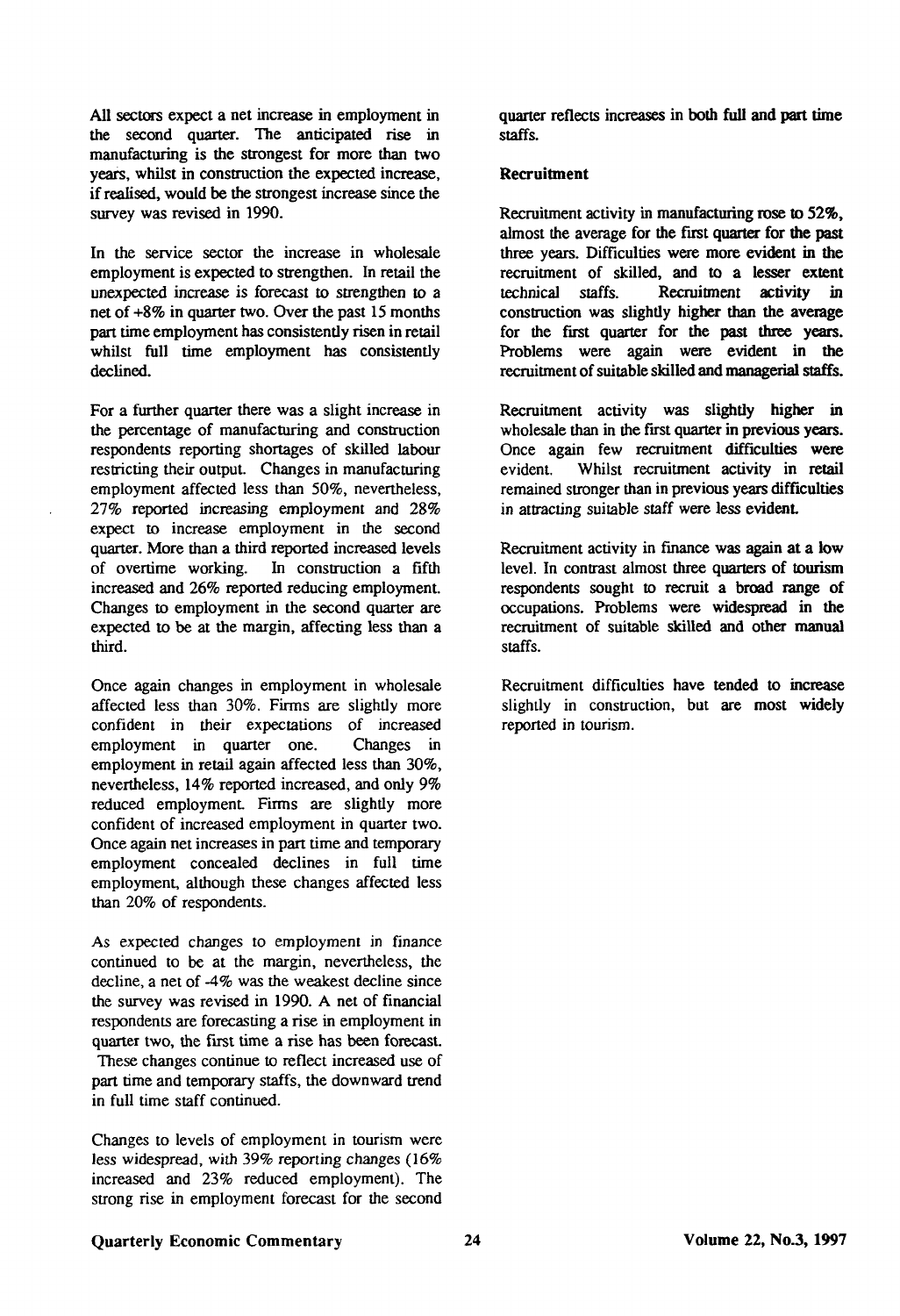All sectors expect a net increase in employment in the second quarter. The anticipated rise in manufacturing is the strongest for more than two years, whilst in construction the expected increase, if realised, would be the strongest increase since the survey was revised in 1990.

In the service sector the increase in wholesale employment is expected to strengthen. In retail the unexpected increase is forecast to strengthen to a net of +8% in quarter two. Over the past 15 months part time employment has consistently risen in retail whilst full time employment has consistently declined.

For a further quarter there was a slight increase in the percentage of manufacturing and construction respondents reporting shortages of skilled labour restricting their output. Changes in manufacturing employment affected less than 50%, nevertheless, 27% reported increasing employment and 28% expect to increase employment in the second quarter. More than a third reported increased levels of overtime working. In construction a fifth increased and 26% reported reducing employment. Changes to employment in the second quarter are expected to be at the margin, affecting less than a third.

Once again changes in employment in wholesale affected less than 30%. Firms are slightly more confident in their expectations of increased employment in quarter one. Changes in employment in retail again affected less than 30%, nevertheless, 14% reported increased, and only 9% reduced employment. Firms are slightly more confident of increased employment in quarter two. Once again net increases in part time and temporary employment concealed declines in full time employment, although these changes affected less than 20% of respondents.

As expected changes to employment in finance continued to be at the margin, nevertheless, the decline, a net of -4% was the weakest decline since the survey was revised in 1990. A net of financial respondents are forecasting a rise in employment in quarter two, the first time a rise has been forecast. These changes continue to reflect increased use of part time and temporary staffs, the downward trend in full time staff continued.

Changes to levels of employment in tourism were less widespread, with 39% reporting changes (16% increased and 23% reduced employment). The strong rise in employment forecast for the second quarter reflects increases in both full and part time staffs.

**Recruitment**

Recruitment activity in manufacturing rose to 52%, almost the average for the first quarter for the past three years. Difficulties were more evident in the recruitment of skilled, and to a lesser extent technical staffs. Recruitment activity in construction was slightly higher than the average for the first quarter for the past three years. Problems were again were evident in the recruitment of suitable skilled and managerial staffs.

Recruitment activity was slightly higher in wholesale than in the first quarter in previous years. Once again few recruitment difficulties were evident. Whilst recruitment activity in retail remained stronger than in previous years difficulties in attracting suitable staff were less evident.

Recruitment activity in finance was again at a low level. In contrast almost three quarters of tourism respondents sought to recruit a broad range of occupations. Problems were widespread in the recruitment of suitable skilled and other manual staffs.

Recruitment difficulties have tended to increase slightly in construction, but are most widely reported in tourism.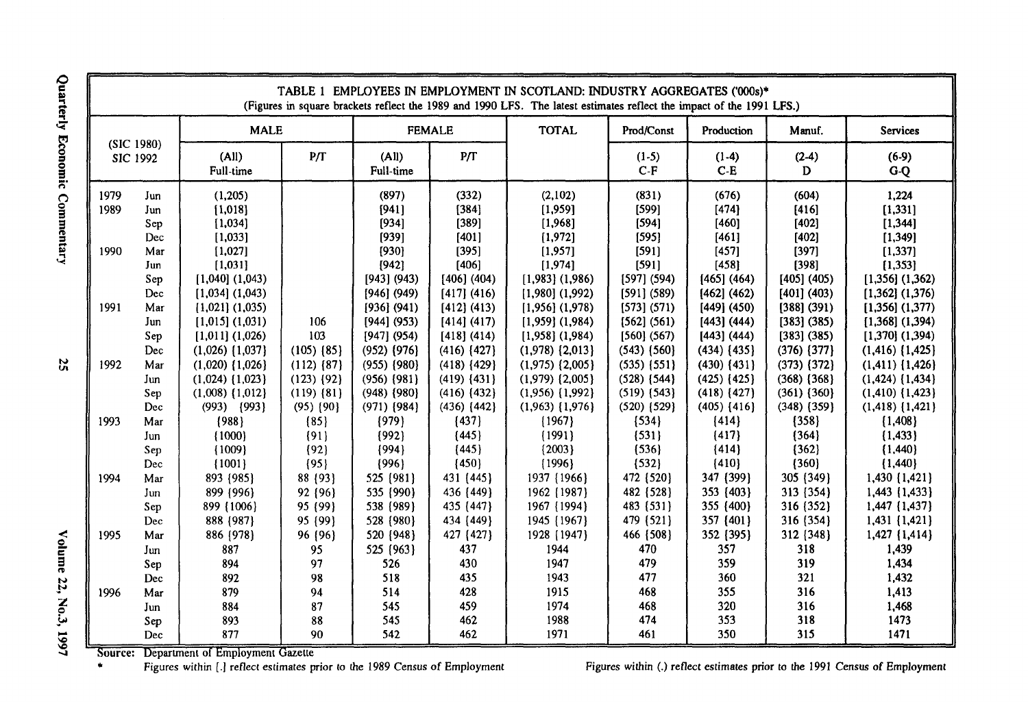| | | MALE | | FEMALE | | TOTAL | Prod/Const | Production | Manuf. | Services |
|---|---|---|---|---|---|---|---|---|---|---|
| (SIC 1980) SIC 1992 | | (All) Full-time | P/T | (All) Full-time | P/T | | (1-5) C-F | (1-4) C-E | (2-4) D | (6-9) G-Q |
| 1979 | Jun | (1,205) | | (897) | (332) | (2,102) | (831) | (676) | (604) | 1,224 |
| 1989 | Jun | [1,018] | | [941] | [384] | [1,959] | [599] | [474] | [416] | [1,331] |
| | Sep | [1,034] | | [934] | [389] | [1,968] | [594] | [460] | [402] | [1,344] |
| | Dec | [1,033] | | [939] | [401] | [1,972] | [595] | [461] | [402] | [1,349] |
| 1990 | Mar | [1,027] | | [930] | [395] | [1,957] | [591] | [457] | [397] | [1,337] |
| | Jun | [1,031] | | [942] | [406] | [1,974] | [591] | [458] | [398] | [1,353] |
| | Sep | [1,040] (1,043) | | [943] (943) | [406] (404) | [1,983] (1,986) | [597] (594) | [465] (464) | [405] (405) | [1,356] (1,362) |
| | Dec | [1,034] (1,043) | | [946] (949) | [417] (416) | [1,980] (1,992) | [591] (589) | [462] (462) | [401] (403) | [1,362] (1,376) |
| 1991 | Mar | [1,021] (1,035) | | [936] (941) | [412] (413) | [1,956] (1,978) | [573] (571) | [449] (450) | [388] (391) | [1,356] (1,377) |
| | Jun | [1,015] (1,031) | 106 | [944] (953) | [414] (417) | [1,959] (1,984) | [562] (561) | [443] (444) | [383] (385) | [1,368] (1,394) |
| | Sep | [1,011] (1,026) | 103 | [947] (954) | [418] (414) | [1,958] (1,984) | [560] (567) | [443] (444) | [383] (385) | [1,370] (1,394) |
| | Dec | (1,026) {1,037} | (105) {85} | (952) {976} | (416) {427} | (1,978) {2,013} | (543) {560} | (434) {435} | (376) {377} | (1,416) {1,425} |
| 1992 | Mar | (1,020) {1,026} | (112) {87} | (955) {980} | (418) {429} | (1,975) {2,005} | (535) {551} | (430) {431} | (373) {372} | (1,411) {1,426} |
| | Jun | (1,024) {1,023} | (123) {92} | (956) {981} | (419) {431} | (1,979) {2,005} | (528) {544} | (425) {425} | (368) {368} | (1,424) {1,434} |
| | Sep | (1,008) {1,012} | (119) {81} | (948) {980} | (416) {432} | (1,956) {1,992} | (519) {543} | (418) {427} | (361) {360} | (1,410) {1,423} |
| | Dec | (993) {993} | (95) {90} | (971) {984} | (436) {442} | (1,963) {1,976} | (520) {529} | (405) {416} | (348) {359} | (1,418) {1,421} |
| 1993 | Mar | {988} | {85} | {979} | {437} | {1967} | {534} | {414} | {358} | {1,408} |
| | Jun | {1000} | {91} | {992} | {445} | {1991} | {531} | {417} | {364} | {1,433} |
| | Sep | {1009} | {92} | {994} | {445} | {2003} | {536} | {414} | {362} | {1,440} |
| | Dec | {1001} | {95} | {996} | {450} | {1996} | {532} | {410} | {360} | {1,440} |
| 1994 | Mar | 893 {985} | 88 {93} | 525 {981} | 431 {445} | 1937 {1966} | 472 {520} | 347 {399} | 305 {349} | 1,430 {1,421} |
| | Jun | 899 {996} | 92 {96} | 535 {990} | 436 {449} | 1962 {1987} | 482 {528} | 353 {403} | 313 {354} | 1,443 {1,433} |
| | Sep | 899 {1006} | 95 {99} | 538 {989} | 435 {447} | 1967 {1994} | 483 {531} | 355 {400} | 316 {352} | 1,447 {1,437} |
| | Dec | 888 {987} | 95 {99} | 528 {980} | 434 {449} | 1945 {1967} | 479 {521} | 357 {401} | 316 {354} | 1,431 {1,421} |
| 1995 | Mar | 886 {978} | 96 {96} | 520 {948} | 427 {427} | 1928 {1947} | 466 {508} | 352 {395} | 312 {348} | 1,427 {1,414} |
| | Jun | 887 | 95 | 525 {963} | 437 | 1944 | 470 | 357 | 318 | 1,439 |
| | Sep | 894 | 97 | 526 | 430 | 1947 | 479 | 359 | 319 | 1,434 |
| | Dec | 892 | 98 | 518 | 435 | 1943 | 477 | 360 | 321 | 1,432 |
| 1996 | Mar | 879 | 94 | 514 | 428 | 1915 | 468 | 355 | 316 | 1,413 |
| | Jun | 884 | 87 | 545 | 459 | 1974 | 468 | 320 | 316 | 1,468 |
| | Sep | 893 | 88 | 545 | 462 | 1988 | 474 | 353 | 318 | 1473 |
| | Dec | 877 | 90 | 542 | 462 | 1971 | 461 | 350 | 315 | 1471 |

TABLE 1 EMPLOYEES IN EMPLOYMENT IN SCOTLAND: INDUSTRY AGGREGATES ('000s)*
(Figures in square brackets reflect the 1989 and 1990 LFS. The latest estimates reflect the impact of the 1991 LFS.)

Source: Department of Employment Gazette

* Figures within [.] reflect estimates prior to the 1989 Census of Employment

Figures within (.) reflect estimates prior to the 1991 Census of Employment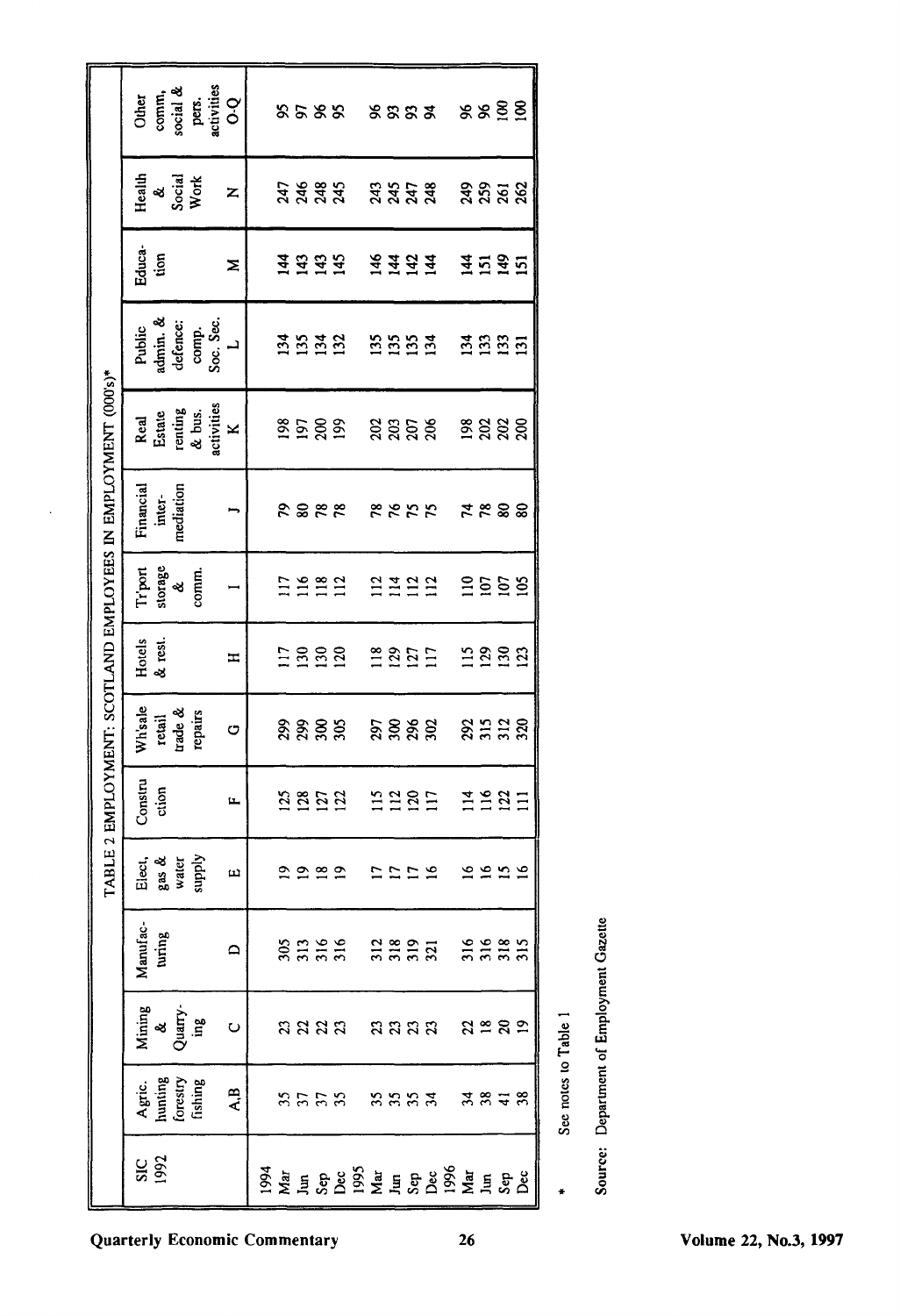# TABLE 2 EMPLOYMENT: SCOTLAND EMPLOYEES IN EMPLOYMENT (000's)*

| SIC 1992 | Agric. hunting forestry fishing | Mining & Quarry-ing | Manufac-turing | Elect, gas & water supply | Constru ction | Wh'sale retail trade & repairs | Hotels & rest. | Tr'port storage & comm. | Financial inter-mediation | Real Estate renting & bus. activities | Public admin. & defence: comp. Soc. Sec. | Educa-tion | Health & Social Work | Other comm, social & pers. activities |
|---|---|---|---|---|---|---|---|---|---|---|---|---|---|---|
| | A,B | C | D | E | F | G | H | I | J | K | L | M | N | O-Q |
| 1994 | | | | | | | | | | | | | | |
| Mar | 35 | 23 | 305 | 19 | 125 | 299 | 117 | 117 | 79 | 198 | 134 | 144 | 247 | 95 |
| Jun | 37 | 22 | 313 | 19 | 128 | 299 | 130 | 116 | 80 | 197 | 135 | 143 | 246 | 97 |
| Sep | 37 | 22 | 316 | 18 | 127 | 300 | 130 | 118 | 78 | 200 | 134 | 143 | 248 | 96 |
| Dec | 35 | 23 | 316 | 19 | 122 | 305 | 120 | 112 | 78 | 199 | 132 | 145 | 245 | 95 |
| 1995 | | | | | | | | | | | | | | |
| Mar | 35 | 23 | 312 | 17 | 115 | 297 | 118 | 112 | 78 | 202 | 135 | 146 | 243 | 96 |
| Jun | 35 | 23 | 318 | 17 | 112 | 300 | 129 | 114 | 76 | 203 | 135 | 144 | 245 | 93 |
| Sep | 35 | 23 | 319 | 17 | 120 | 296 | 127 | 112 | 75 | 207 | 135 | 142 | 247 | 93 |
| Dec | 34 | 23 | 321 | 16 | 117 | 302 | 117 | 112 | 75 | 206 | 134 | 144 | 248 | 94 |
| 1996 | | | | | | | | | | | | | | |
| Mar | 34 | 22 | 316 | 16 | 114 | 292 | 115 | 110 | 74 | 198 | 134 | 144 | 249 | 96 |
| Jun | 38 | 18 | 316 | 16 | 116 | 315 | 129 | 107 | 78 | 202 | 133 | 151 | 259 | 96 |
| Sep | 41 | 20 | 318 | 15 | 122 | 312 | 130 | 107 | 80 | 202 | 133 | 149 | 261 | 100 |
| Dec | 38 | 19 | 315 | 16 | 111 | 320 | 123 | 105 | 80 | 200 | 131 | 151 | 262 | 100 |

\* See notes to Table 1

Source: Department of Employment Gazette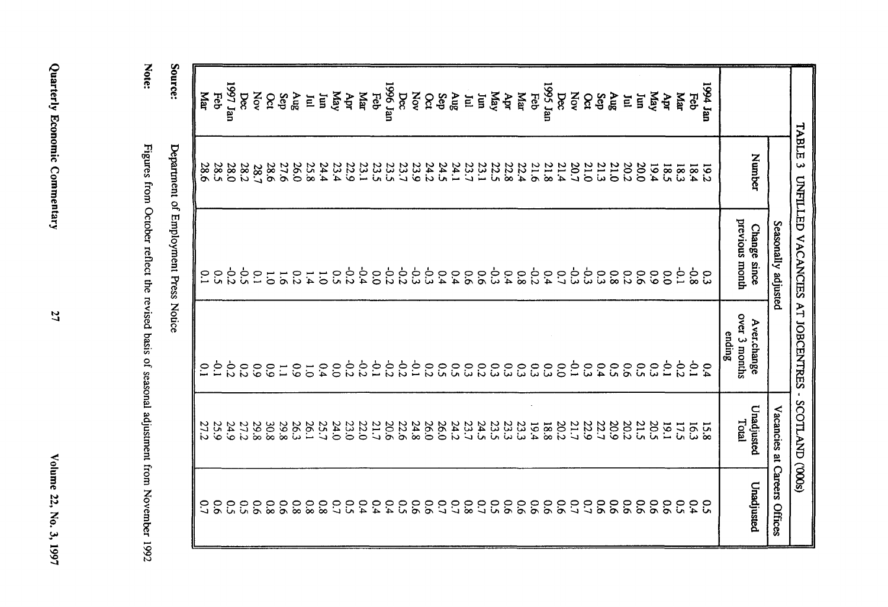## TABLE 3 UNFILLED VACANCIES AT JOBCENTRES - SCOTLAND (000s)

| | Seasonally adjusted | | | Vacancies at Careers Offices | |
|---|---|---|---|---|---|
| | Number | Change since previous month | Aver.change over 3 months ending | Unadjusted Total | Unadjusted |
| 1994 Jan | 19.2 | 0.3 | 0.4 | 15.8 | 0.5 |
| Feb | 18.4 | -0.8 | -0.1 | 16.3 | 0.4 |
| Mar | 18.3 | -0.1 | -0.2 | 17.5 | 0.5 |
| Apr | 18.5 | 0.0 | -0.1 | 19.1 | 0.6 |
| May | 19.4 | 0.9 | 0.3 | 20.5 | 0.6 |
| Jun | 20.0 | 0.6 | 0.5 | 21.5 | 0.6 |
| Jul | 20.2 | 0.2 | 0.6 | 20.2 | 0.6 |
| Aug | 21.0 | 0.8 | 0.5 | 20.9 | 0.6 |
| Sep | 21.3 | 0.3 | 0.4 | 22.7 | 0.6 |
| Oct | 21.0 | -0.3 | 0.3 | 22.9 | 0.7 |
| Nov | 20.7 | -0.3 | -0.1 | 21.7 | 0.7 |
| Dec | 21.4 | 0.7 | 0.0 | 20.2 | 0.6 |
| 1995 Jan | 21.8 | 0.4 | 0.3 | 18.8 | 0.6 |
| Feb | 21.6 | -0.2 | 0.3 | 19.4 | 0.6 |
| Mar | 22.4 | 0.8 | 0.3 | 23.3 | 0.6 |
| Apr | 22.8 | 0.4 | 0.3 | 23.3 | 0.6 |
| May | 22.5 | -0.3 | 0.3 | 23.5 | 0.5 |
| Jun | 23.1 | 0.6 | 0.2 | 24.5 | 0.7 |
| Jul | 23.7 | 0.6 | 0.3 | 23.7 | 0.8 |
| Aug | 24.1 | 0.4 | 0.5 | 24.2 | 0.7 |
| Sep | 24.5 | 0.4 | 0.5 | 26.0 | 0.7 |
| Oct | 24.2 | -0.3 | 0.2 | 26.0 | 0.6 |
| Nov | 23.9 | -0.3 | -0.1 | 24.8 | 0.6 |
| Dec | 23.7 | -0.2 | -0.2 | 22.6 | 0.5 |
| 1996 Jan | 23.5 | -0.2 | -0.2 | 20.6 | 0.4 |
| Feb | 23.5 | 0.0 | -0.1 | 21.7 | 0.4 |
| Mar | 23.1 | -0.4 | -0.2 | 22.0 | 0.4 |
| Apr | 22.9 | -0.2 | -0.2 | 23.0 | 0.5 |
| May | 23.4 | 0.5 | 0.0 | 24.0 | 0.7 |
| Jun | 24.4 | 1.0 | 0.4 | 25.7 | 0.8 |
| Jul | 25.8 | 1.4 | 1.0 | 26.1 | 0.8 |
| Aug | 26.0 | 0.2 | 0.9 | 26.3 | 0.8 |
| Sep | 27.6 | 1.6 | 1.1 | 29.8 | 0.6 |
| Oct | 28.6 | 1.0 | 0.9 | 30.8 | 0.8 |
| Nov | 28.7 | 0.1 | 0.9 | 29.8 | 0.6 |
| Dec | 28.2 | -0.5 | 0.2 | 27.2 | 0.5 |
| 1997 Jan | 28.0 | -0.2 | -0.2 | 24.9 | 0.5 |
| Feb | 28.5 | 0.5 | -0.1 | 25.9 | 0.6 |
| Mar | 28.6 | 0.1 | 0.1 | 27.2 | 0.7 |

**Source:** Department of Employment Press Notice

**Note:** Figures from October reflect the revised basis of seasonal adjustment from November 1992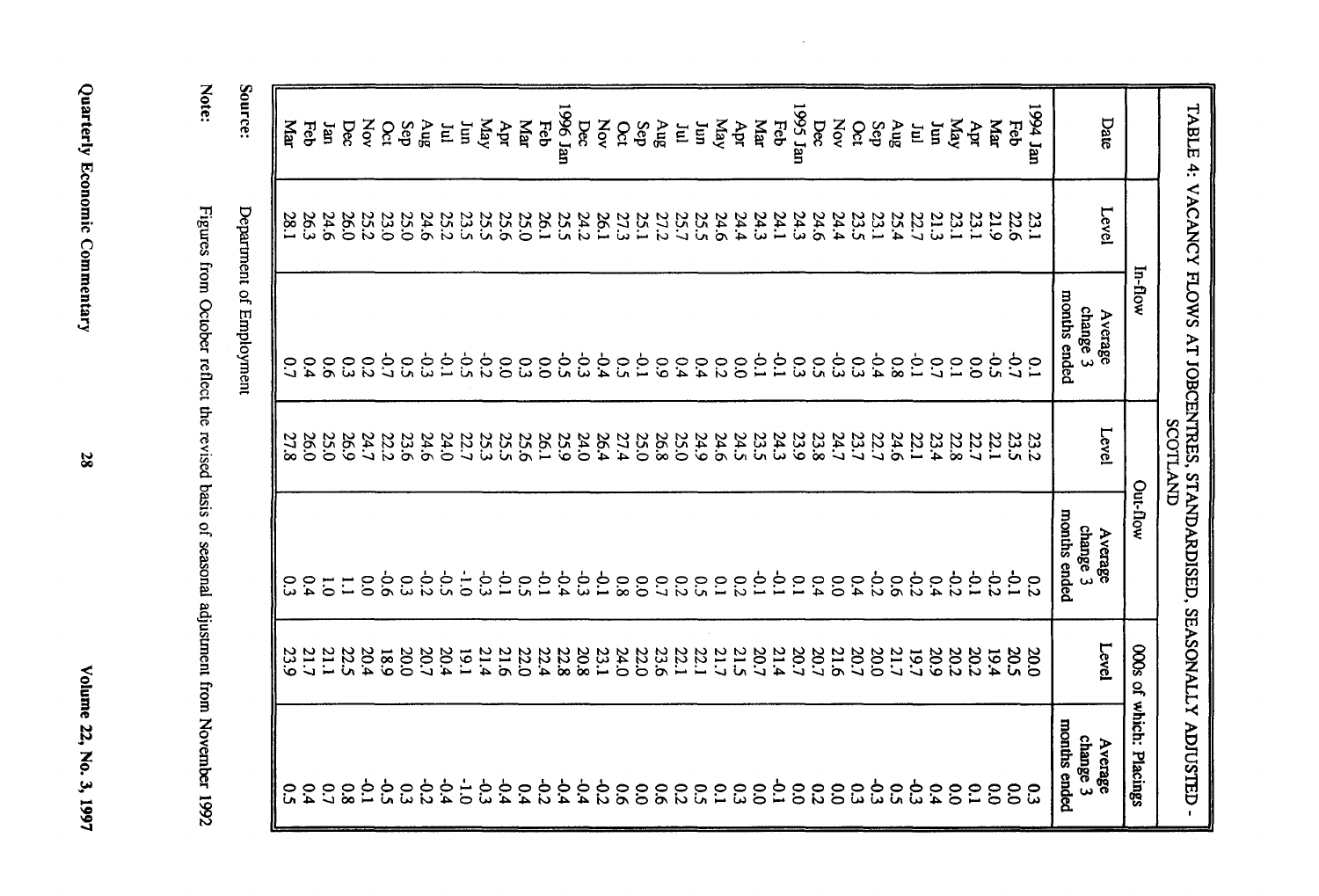# TABLE 4: VACANCY FLOWS AT JOBCENTRES, STANDARDISED, SEASONALLY ADJUSTED - SCOTLAND

| | In-flow | | Out-flow | | 000s of which: Placings | |
|---|---|---|---|---|---|---|
| Date | Level | Average change 3 months ended | Level | Average change 3 months ended | Level | Average change 3 months ended |
| 1994 Jan | 23.1 | 0.1 | 23.2 | 0.2 | 20.0 | 0.3 |
| Feb | 22.6 | -0.7 | 23.5 | -0.1 | 20.5 | 0.0 |
| Mar | 21.9 | -0.5 | 22.1 | -0.2 | 19.4 | 0.0 |
| Apr | 23.1 | 0.0 | 22.7 | -0.1 | 20.2 | 0.1 |
| May | 23.1 | 0.1 | 22.8 | -0.2 | 20.2 | 0.0 |
| Jun | 21.3 | 0.7 | 23.4 | 0.4 | 20.9 | 0.4 |
| Jul | 22.7 | -0.1 | 22.1 | -0.2 | 19.7 | -0.3 |
| Aug | 25.4 | 0.8 | 24.6 | 0.6 | 21.7 | 0.5 |
| Sep | 23.1 | -0.4 | 22.7 | -0.2 | 20.0 | -0.3 |
| Oct | 23.5 | 0.3 | 23.7 | 0.4 | 20.7 | 0.3 |
| Nov | 24.4 | -0.3 | 24.7 | 0.0 | 21.6 | 0.0 |
| Dec | 24.6 | 0.5 | 23.8 | 0.4 | 20.7 | 0.2 |
| 1995 Jan | 24.3 | 0.3 | 23.9 | 0.1 | 20.7 | 0.0 |
| Feb | 24.1 | -0.1 | 24.3 | -0.1 | 21.4 | -0.1 |
| Mar | 24.3 | -0.1 | 23.5 | -0.1 | 20.7 | 0.0 |
| Apr | 24.4 | 0.0 | 24.5 | 0.2 | 21.5 | 0.3 |
| May | 24.6 | 0.2 | 24.6 | 0.1 | 21.7 | 0.1 |
| Jun | 25.5 | 0.4 | 24.9 | 0.5 | 22.1 | 0.5 |
| Jul | 25.7 | 0.4 | 25.0 | 0.2 | 22.1 | 0.2 |
| Aug | 27.2 | 0.9 | 26.8 | 0.7 | 23.6 | 0.6 |
| Sep | 25.1 | -0.1 | 25.0 | 0.0 | 22.0 | 0.0 |
| Oct | 27.3 | 0.5 | 27.4 | 0.8 | 24.0 | 0.6 |
| Nov | 26.1 | -0.4 | 26.4 | -0.1 | 23.1 | -0.2 |
| Dec | 24.2 | -0.3 | 24.0 | -0.3 | 20.8 | -0.4 |
| 1996 Jan | 25.5 | -0.5 | 25.9 | -0.4 | 22.8 | -0.4 |
| Feb | 26.1 | 0.0 | 26.1 | -0.1 | 22.4 | -0.2 |
| Mar | 25.0 | 0.3 | 25.6 | 0.5 | 22.0 | 0.4 |
| Apr | 25.6 | 0.0 | 25.5 | -0.1 | 21.6 | -0.4 |
| May | 25.5 | -0.2 | 25.3 | -0.3 | 21.4 | -0.3 |
| Jun | 23.5 | -0.5 | 22.7 | -1.0 | 19.1 | -1.0 |
| Jul | 25.2 | -0.1 | 24.0 | -0.5 | 20.4 | -0.4 |
| Aug | 24.6 | -0.3 | 24.6 | -0.2 | 20.7 | -0.2 |
| Sep | 25.0 | 0.5 | 23.6 | 0.3 | 20.0 | 0.3 |
| Oct | 23.0 | -0.7 | 22.2 | -0.6 | 18.9 | -0.5 |
| Nov | 25.2 | 0.2 | 24.7 | 0.0 | 20.4 | -0.1 |
| Dec | 26.0 | 0.3 | 26.9 | 1.1 | 22.5 | 0.8 |
| Jan | 24.6 | 0.6 | 25.0 | 1.0 | 21.1 | 0.7 |
| Feb | 26.3 | 0.4 | 26.0 | 0.4 | 21.7 | 0.4 |
| Mar | 28.1 | 0.7 | 27.8 | 0.3 | 23.9 | 0.5 |

Source: Department of Employment

Note: Figures from October reflect the revised basis of seasonal adjustment from November 1992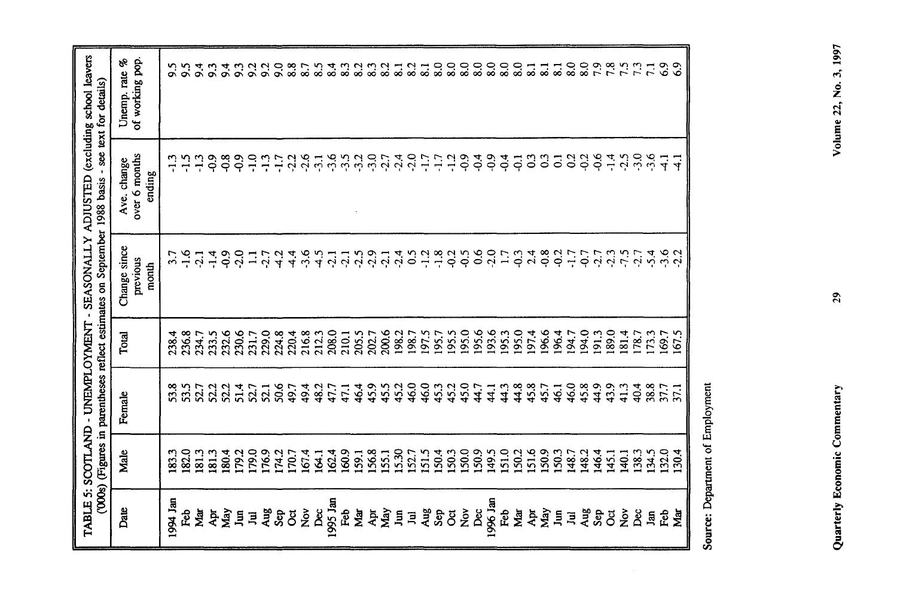**TABLE 5: SCOTLAND - UNEMPLOYMENT - SEASONALLY ADJUSTED (excluding school leavers ('000s) (Figures in parentheses reflect estimates on September 1988 basis - see text for details)**

| Date | Male | Female | Total | Change since previous month | Ave. change over 6 months ending | Unemp. rate % of working pop. |
|---|---|---|---|---|---|---|
| 1994 Jan | 183.3 | 53.8 | 238.4 | 3.7 | -1.3 | 9.5 |
| Feb | 182.0 | 53.5 | 236.8 | -1.6 | -1.5 | 9.5 |
| Mar | 181.3 | 52.7 | 234.7 | -2.1 | -1.3 | 9.4 |
| Apr | 181.3 | 52.2 | 233.5 | -1.4 | -0.9 | 9.3 |
| May | 180.4 | 52.2 | 232.6 | -0.9 | -0.8 | 9.4 |
| Jun | 179.2 | 51.4 | 230.6 | -2.0 | -0.9 | 9.3 |
| Jul | 179.0 | 52.7 | 231.7 | 1.1 | -1.0 | 9.2 |
| Aug | 176.9 | 52.1 | 229.0 | -2.7 | -1.3 | 9.2 |
| Sep | 174.2 | 50.6 | 224.8 | -4.2 | -1.7 | 9.0 |
| Oct | 170.7 | 49.7 | 220.4 | -4.4 | -2.2 | 8.8 |
| Nov | 167.4 | 49.4 | 216.8 | -3.6 | -2.6 | 8.7 |
| Dec | 164.1 | 48.2 | 212.3 | -4.5 | -3.1 | 8.5 |
| 1995 Jan | 162.4 | 47.7 | 208.0 | -2.1 | -3.6 | 8.4 |
| Feb | 160.9 | 47.1 | 210.1 | -2.1 | -3.5 | 8.3 |
| Mar | 159.1 | 46.4 | 205.5 | -2.5 | -3.2 | 8.2 |
| Apr | 156.8 | 45.9 | 202.7 | -2.9 | -3.0 | 8.3 |
| May | 155.1 | 45.5 | 200.6 | -2.1 | -2.7 | 8.2 |
| Jun | 15.30 | 45.2 | 198.2 | -2.4 | -2.4 | 8.1 |
| Jul | 152.7 | 46.0 | 198.7 | 0.5 | -2.0 | 8.2 |
| Aug | 151.5 | 46.0 | 197.5 | -1.2 | -1.7 | 8.1 |
| Sep | 150.4 | 45.3 | 195.7 | -1.8 | -1.7 | 8.0 |
| Oct | 150.3 | 45.2 | 195.5 | -0.2 | -1.2 | 8.0 |
| Nov | 150.0 | 45.0 | 195.0 | -0.5 | -0.9 | 8.0 |
| Dec | 150.9 | 44.7 | 195.6 | 0.6 | -0.4 | 8.0 |
| 1996 Jan | 149.5 | 44.1 | 193.6 | -2.0 | -0.9 | 8.0 |
| Feb | 151.0 | 44.3 | 195.3 | 1.7 | -0.4 | 8.0 |
| Mar | 150.2 | 44.8 | 195.0 | -0.3 | -0.1 | 8.0 |
| Apr | 151.6 | 45.8 | 197.4 | 2.4 | 0.3 | 8.1 |
| May | 150.9 | 45.7 | 196.6 | -0.8 | 0.3 | 8.1 |
| Jun | 150.3 | 46.1 | 196.4 | -0.2 | 0.1 | 8.1 |
| Jul | 148.7 | 46.0 | 194.7 | -1.7 | 0.2 | 8.0 |
| Aug | 148.2 | 45.8 | 194.0 | -0.7 | -0.2 | 8.0 |
| Sep | 146.4 | 44.9 | 191.3 | -2.7 | -0.6 | 7.9 |
| Oct | 145.1 | 43.9 | 189.0 | -2.3 | -1.4 | 7.8 |
| Nov | 140.1 | 41.3 | 181.4 | -7.5 | -2.5 | 7.5 |
| Dec | 138.3 | 40.4 | 178.7 | -2.7 | -3.0 | 7.3 |
| Jan | 134.5 | 38.8 | 173.3 | -5.4 | -3.6 | 7.1 |
| Feb | 132.0 | 37.7 | 169.7 | -3.6 | -4.1 | 6.9 |
| Mar | 130.4 | 37.1 | 167.5 | -2.2 | -4.1 | 6.9 |

**Source:** Department of Employment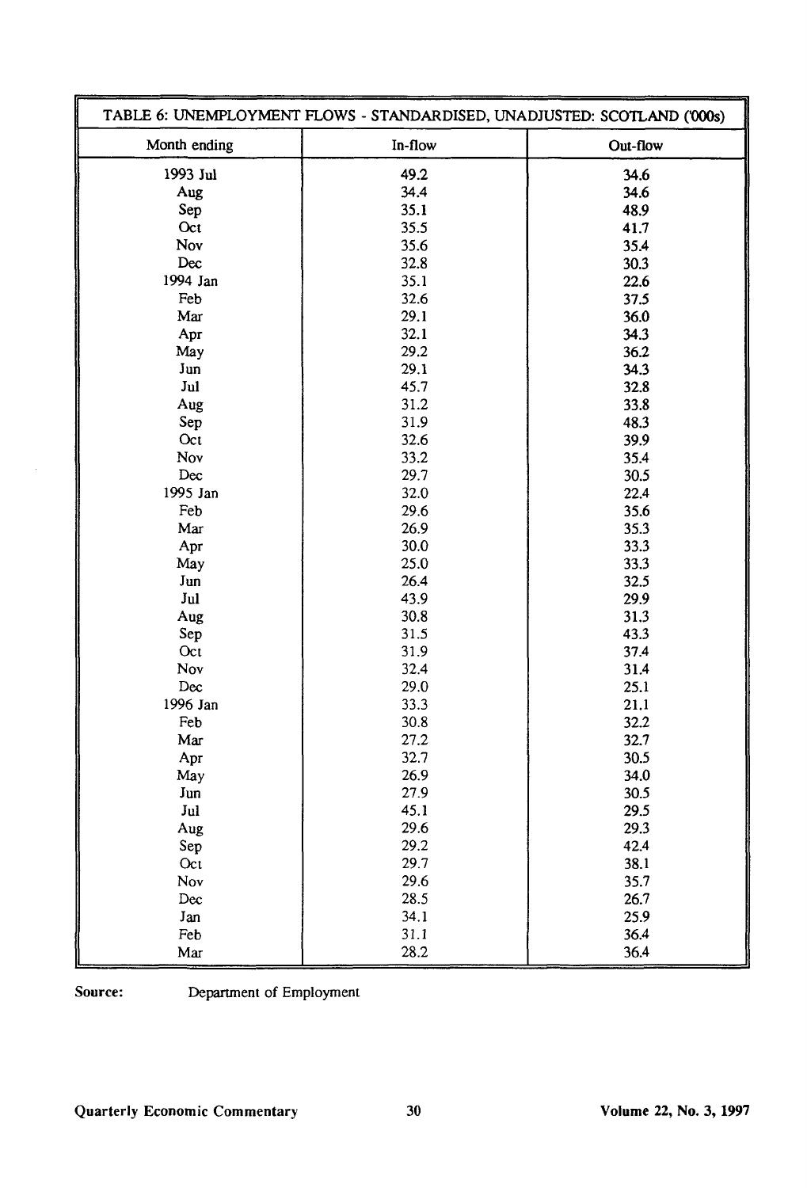| TABLE 6: UNEMPLOYMENT FLOWS - STANDARDISED, UNADJUSTED: SCOTLAND ('000s) | | |
|---|---|---|
| Month ending | In-flow | Out-flow |
| 1993 Jul | 49.2 | 34.6 |
| Aug | 34.4 | 34.6 |
| Sep | 35.1 | 48.9 |
| Oct | 35.5 | 41.7 |
| Nov | 35.6 | 35.4 |
| Dec | 32.8 | 30.3 |
| 1994 Jan | 35.1 | 22.6 |
| Feb | 32.6 | 37.5 |
| Mar | 29.1 | 36.0 |
| Apr | 32.1 | 34.3 |
| May | 29.2 | 36.2 |
| Jun | 29.1 | 34.3 |
| Jul | 45.7 | 32.8 |
| Aug | 31.2 | 33.8 |
| Sep | 31.9 | 48.3 |
| Oct | 32.6 | 39.9 |
| Nov | 33.2 | 35.4 |
| Dec | 29.7 | 30.5 |
| 1995 Jan | 32.0 | 22.4 |
| Feb | 29.6 | 35.6 |
| Mar | 26.9 | 35.3 |
| Apr | 30.0 | 33.3 |
| May | 25.0 | 33.3 |
| Jun | 26.4 | 32.5 |
| Jul | 43.9 | 29.9 |
| Aug | 30.8 | 31.3 |
| Sep | 31.5 | 43.3 |
| Oct | 31.9 | 37.4 |
| Nov | 32.4 | 31.4 |
| Dec | 29.0 | 25.1 |
| 1996 Jan | 33.3 | 21.1 |
| Feb | 30.8 | 32.2 |
| Mar | 27.2 | 32.7 |
| Apr | 32.7 | 30.5 |
| May | 26.9 | 34.0 |
| Jun | 27.9 | 30.5 |
| Jul | 45.1 | 29.5 |
| Aug | 29.6 | 29.3 |
| Sep | 29.2 | 42.4 |
| Oct | 29.7 | 38.1 |
| Nov | 29.6 | 35.7 |
| Dec | 28.5 | 26.7 |
| Jan | 34.1 | 25.9 |
| Feb | 31.1 | 36.4 |
| Mar | 28.2 | 36.4 |

**Source:** Department of Employment